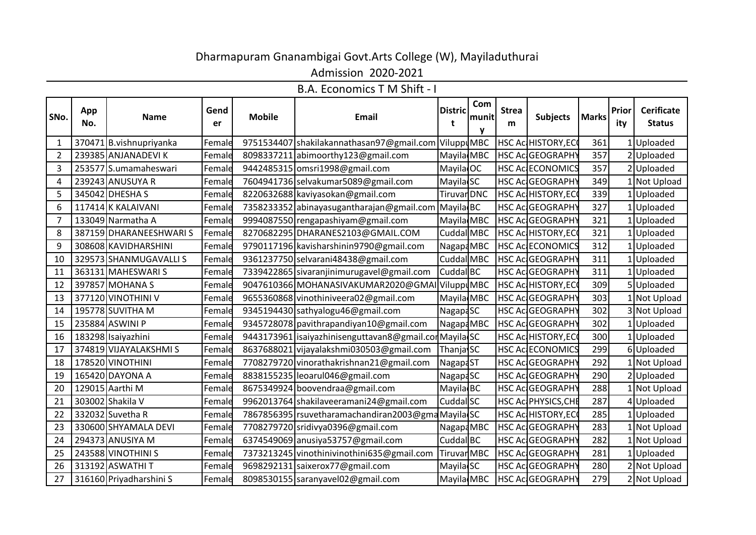# Dharmapuram Gnanambigai Govt.Arts College (W), Mayiladuthurai

## Admission 2020-2021

### B.A. Economics T M Shift - I

| SNo. | App No. | Name | Gender | Mobile | Email | District | Community | Stream | Subjects | Marks | Priority | Cerificate Status |
|---|---|---|---|---|---|---|---|---|---|---|---|---|
| 1 | 370471 | B.vishnupriyanka | Female | 9751534407 | shakilakannathasan97@gmail.com | Vilupp | MBC | HSC Ac | HISTORY,EC | 361 | 1 | Uploaded |
| 2 | 239385 | ANJANADEVI K | Female | 8098337211 | abimoorthy123@gmail.com | Mayila | MBC | HSC Ac | GEOGRAPHY | 357 | 2 | Uploaded |
| 3 | 253577 | S.umamaheswari | Female | 9442485315 | omsri1998@gmail.com | Mayila | OC | HSC Ac | ECONOMICS | 357 | 2 | Uploaded |
| 4 | 239243 | ANUSUYA R | Female | 7604941736 | selvakumar5089@gmail.com | Mayila | SC | HSC Ac | GEOGRAPHY | 349 | 1 | Not Upload |
| 5 | 345042 | DHESHA S | Female | 8220632688 | kaviyasokan@gmail.com | Tiruvar | DNC | HSC Ac | HISTORY,EC | 339 | 1 | Uploaded |
| 6 | 117414 | K KALAIVANI | Female | 7358233352 | abinayasugantharajan@gmail.com | Mayila | BC | HSC Ac | GEOGRAPHY | 327 | 1 | Uploaded |
| 7 | 133049 | Narmatha A | Female | 9994087550 | rengapashiyam@gmail.com | Mayila | MBC | HSC Ac | GEOGRAPHY | 321 | 1 | Uploaded |
| 8 | 387159 | DHARANEESHWARI S | Female | 8270682295 | DHARANES2103@GMAIL.COM | Cuddal | MBC | HSC Ac | HISTORY,EC | 321 | 1 | Uploaded |
| 9 | 308608 | KAVIDHARSHINI | Female | 9790117196 | kavisharshinin9790@gmail.com | Nagapa | MBC | HSC Ac | ECONOMICS | 312 | 1 | Uploaded |
| 10 | 329573 | SHANMUGAVALLI S | Female | 9361237750 | selvarani48438@gmail.com | Cuddal | MBC | HSC Ac | GEOGRAPHY | 311 | 1 | Uploaded |
| 11 | 363131 | MAHESWARI S | Female | 7339422865 | sivaranjinimurugavel@gmail.com | Cuddal | BC | HSC Ac | GEOGRAPHY | 311 | 1 | Uploaded |
| 12 | 397857 | MOHANA S | Female | 9047610366 | MOHANASIVAKUMAR2020@GMAI | Vilupp | MBC | HSC Ac | HISTORY,EC | 309 | 5 | Uploaded |
| 13 | 377120 | VINOTHINI V | Female | 9655360868 | vinothiniveera02@gmail.com | Mayila | MBC | HSC Ac | GEOGRAPHY | 303 | 1 | Not Upload |
| 14 | 195778 | SUVITHA M | Female | 9345194430 | sathyalogu46@gmail.com | Nagapa | SC | HSC Ac | GEOGRAPHY | 302 | 3 | Not Upload |
| 15 | 235884 | ASWINI P | Female | 9345728078 | pavithrapandiyan10@gmail.com | Nagapa | MBC | HSC Ac | GEOGRAPHY | 302 | 1 | Uploaded |
| 16 | 183298 | Isaiyazhini | Female | 9443173961 | isaiyazhinisenguttavan8@gmail.co | Mayila | SC | HSC Ac | HISTORY,EC | 300 | 1 | Uploaded |
| 17 | 374819 | VIJAYALAKSHMI S | Female | 8637688021 | vijayalakshmi030503@gmail.com | Thanja | SC | HSC Ac | ECONOMICS | 299 | 6 | Uploaded |
| 18 | 178520 | VINOTHINI | Female | 7708279720 | vinorathakrishnan21@gmail.com | Nagapa | ST | HSC Ac | GEOGRAPHY | 292 | 1 | Not Upload |
| 19 | 165420 | DAYONA A | Female | 8838155235 | leoarul046@gmail.com | Nagapa | SC | HSC Ac | GEOGRAPHY | 290 | 2 | Uploaded |
| 20 | 129015 | Aarthi M | Female | 8675349924 | boovendraa@gmail.com | Mayila | BC | HSC Ac | GEOGRAPHY | 288 | 1 | Not Upload |
| 21 | 303002 | Shakila V | Female | 9962013764 | shakilaveeramani24@gmail.com | Cuddal | SC | HSC Ac | PHYSICS,CHE | 287 | 4 | Uploaded |
| 22 | 332032 | Suvetha R | Female | 7867856395 | rsuvetharamachandiran2003@gma | Mayila | SC | HSC Ac | HISTORY,EC | 285 | 1 | Uploaded |
| 23 | 330600 | SHYAMALA DEVI | Female | 7708279720 | sridivya0396@gmail.com | Nagapa | MBC | HSC Ac | GEOGRAPHY | 283 | 1 | Not Upload |
| 24 | 294373 | ANUSIYA M | Female | 6374549069 | anusiya53757@gmail.com | Cuddal | BC | HSC Ac | GEOGRAPHY | 282 | 1 | Not Upload |
| 25 | 243588 | VINOTHINI S | Female | 7373213245 | vinothinivinothini635@gmail.com | Tiruvar | MBC | HSC Ac | GEOGRAPHY | 281 | 1 | Uploaded |
| 26 | 313192 | ASWATHI T | Female | 9698292131 | saixerox77@gmail.com | Mayila | SC | HSC Ac | GEOGRAPHY | 280 | 2 | Not Upload |
| 27 | 316160 | Priyadharshini S | Female | 8098530155 | saranyavel02@gmail.com | Mayila | MBC | HSC Ac | GEOGRAPHY | 279 | 2 | Not Upload |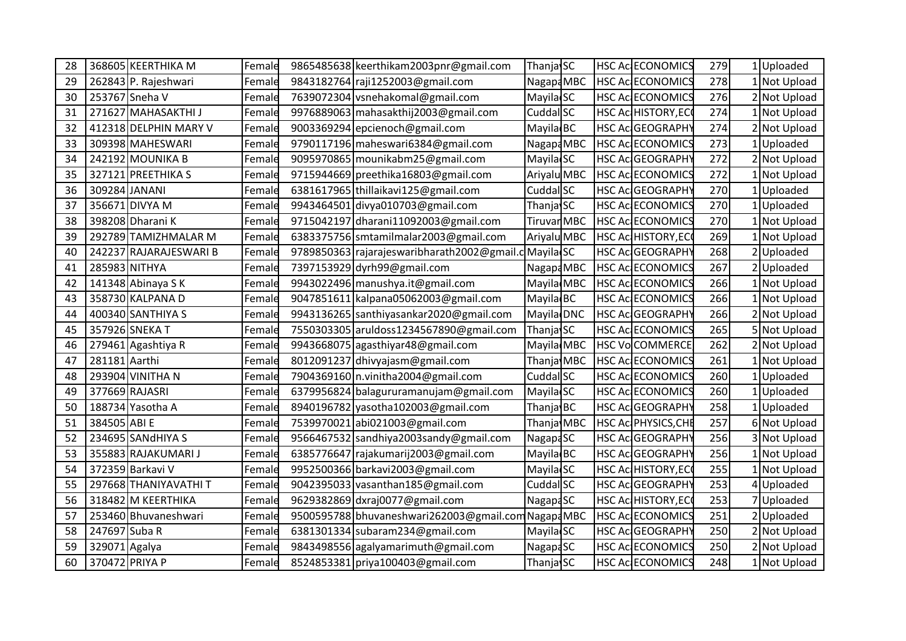| 28 | 368605 | KEERTHIKA M | Female | 9865485638 | keerthikam2003pnr@gmail.com | Thanja | SC | HSC Ac | ECONOMICS | 279 | 1 | Uploaded |
|---|---|---|---|---|---|---|---|---|---|---|---|---|
| 29 | 262843 | P. Rajeshwari | Female | 9843182764 | raji1252003@gmail.com | Nagapa | MBC | HSC Ac | ECONOMICS | 278 | 1 | Not Upload |
| 30 | 253767 | Sneha V | Female | 7639072304 | vsnehakomal@gmail.com | Mayila | SC | HSC Ac | ECONOMICS | 276 | 2 | Not Upload |
| 31 | 271627 | MAHASAKTHI J | Female | 9976889063 | mahasakthij2003@gmail.com | Cuddal | SC | HSC Ac | HISTORY,EC | 274 | 1 | Not Upload |
| 32 | 412318 | DELPHIN MARY V | Female | 9003369294 | epcienoch@gmail.com | Mayila | BC | HSC Ac | GEOGRAPHY | 274 | 2 | Not Upload |
| 33 | 309398 | MAHESWARI | Female | 9790117196 | maheswari6384@gmail.com | Nagapa | MBC | HSC Ac | ECONOMICS | 273 | 1 | Uploaded |
| 34 | 242192 | MOUNIKA B | Female | 9095970865 | mounikabm25@gmail.com | Mayila | SC | HSC Ac | GEOGRAPHY | 272 | 2 | Not Upload |
| 35 | 327121 | PREETHIKA S | Female | 9715944669 | preethika16803@gmail.com | Ariyalu | MBC | HSC Ac | ECONOMICS | 272 | 1 | Not Upload |
| 36 | 309284 | JANANI | Female | 6381617965 | thillaikavi125@gmail.com | Cuddal | SC | HSC Ac | GEOGRAPHY | 270 | 1 | Uploaded |
| 37 | 356671 | DIVYA M | Female | 9943464501 | divya010703@gmail.com | Thanja | SC | HSC Ac | ECONOMICS | 270 | 1 | Uploaded |
| 38 | 398208 | Dharani K | Female | 9715042197 | dharani11092003@gmail.com | Tiruvar | MBC | HSC Ac | ECONOMICS | 270 | 1 | Not Upload |
| 39 | 292789 | TAMIZHMALAR M | Female | 6383375756 | smtamilmalar2003@gmail.com | Ariyalu | MBC | HSC Ac | HISTORY,EC | 269 | 1 | Not Upload |
| 40 | 242237 | RAJARAJESWARI B | Female | 9789850363 | rajarajeswaribharath2002@gmail.c | Mayila | SC | HSC Ac | GEOGRAPHY | 268 | 2 | Uploaded |
| 41 | 285983 | NITHYA | Female | 7397153929 | dyrh99@gmail.com | Nagapa | MBC | HSC Ac | ECONOMICS | 267 | 2 | Uploaded |
| 42 | 141348 | Abinaya S K | Female | 9943022496 | manushya.it@gmail.com | Mayila | MBC | HSC Ac | ECONOMICS | 266 | 1 | Not Upload |
| 43 | 358730 | KALPANA D | Female | 9047851611 | kalpana05062003@gmail.com | Mayila | BC | HSC Ac | ECONOMICS | 266 | 1 | Not Upload |
| 44 | 400340 | SANTHIYA S | Female | 9943136265 | santhiyasankar2020@gmail.com | Mayila | DNC | HSC Ac | GEOGRAPHY | 266 | 2 | Not Upload |
| 45 | 357926 | SNEKA T | Female | 7550303305 | aruldoss1234567890@gmail.com | Thanja | SC | HSC Ac | ECONOMICS | 265 | 5 | Not Upload |
| 46 | 279461 | Agashtiya R | Female | 9943668075 | agasthiyar48@gmail.com | Mayila | MBC | HSC Vo | COMMERCE | 262 | 2 | Not Upload |
| 47 | 281181 | Aarthi | Female | 8012091237 | dhivyajasm@gmail.com | Thanja | MBC | HSC Ac | ECONOMICS | 261 | 1 | Not Upload |
| 48 | 293904 | VINITHA N | Female | 7904369160 | n.vinitha2004@gmail.com | Cuddal | SC | HSC Ac | ECONOMICS | 260 | 1 | Uploaded |
| 49 | 377669 | RAJASRI | Female | 6379956824 | balagururamanujam@gmail.com | Mayila | SC | HSC Ac | ECONOMICS | 260 | 1 | Uploaded |
| 50 | 188734 | Yasotha A | Female | 8940196782 | yasotha102003@gmail.com | Thanja | BC | HSC Ac | GEOGRAPHY | 258 | 1 | Uploaded |
| 51 | 384505 | ABI E | Female | 7539970021 | abi021003@gmail.com | Thanja | MBC | HSC Ac | PHYSICS,CHE | 257 | 6 | Not Upload |
| 52 | 234695 | SANdHIYA S | Female | 9566467532 | sandhiya2003sandy@gmail.com | Nagapa | SC | HSC Ac | GEOGRAPHY | 256 | 3 | Not Upload |
| 53 | 355883 | RAJAKUMARI J | Female | 6385776647 | rajakumarij2003@gmail.com | Mayila | BC | HSC Ac | GEOGRAPHY | 256 | 1 | Not Upload |
| 54 | 372359 | Barkavi V | Female | 9952500366 | barkavi2003@gmail.com | Mayila | SC | HSC Ac | HISTORY,EC | 255 | 1 | Not Upload |
| 55 | 297668 | THANIYAVATHI T | Female | 9042395033 | vasanthan185@gmail.com | Cuddal | SC | HSC Ac | GEOGRAPHY | 253 | 4 | Uploaded |
| 56 | 318482 | M KEERTHIKA | Female | 9629382869 | dxraj0077@gmail.com | Nagapa | SC | HSC Ac | HISTORY,EC | 253 | 7 | Uploaded |
| 57 | 253460 | Bhuvaneshwari | Female | 9500595788 | bhuvaneshwari262003@gmail.com | Nagapa | MBC | HSC Ac | ECONOMICS | 251 | 2 | Uploaded |
| 58 | 247697 | Suba R | Female | 6381301334 | subaram234@gmail.com | Mayila | SC | HSC Ac | GEOGRAPHY | 250 | 2 | Not Upload |
| 59 | 329071 | Agalya | Female | 9843498556 | agalyamarimuth@gmail.com | Nagapa | SC | HSC Ac | ECONOMICS | 250 | 2 | Not Upload |
| 60 | 370472 | PRIYA P | Female | 8524853381 | priya100403@gmail.com | Thanja | SC | HSC Ac | ECONOMICS | 248 | 1 | Not Upload |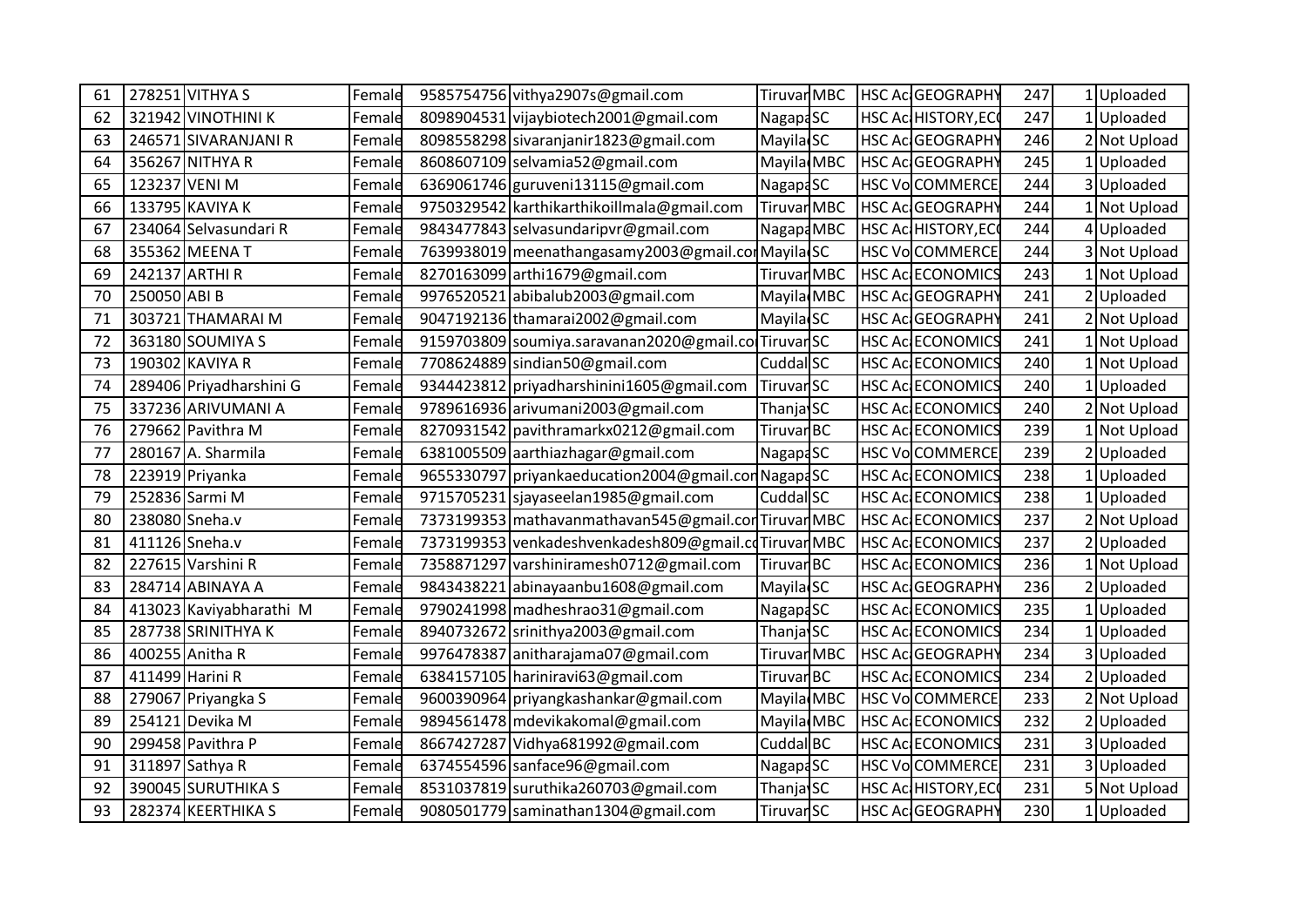| 61 | 278251 | VITHYA S | Female | 9585754756 | vithya2907s@gmail.com | Tiruvar | MBC | HSC Ac | GEOGRAPHY | 247 | 1 | Uploaded |
|---|---|---|---|---|---|---|---|---|---|---|---|---|
| 62 | 321942 | VINOTHINI K | Female | 8098904531 | vijaybiotech2001@gmail.com | Nagapa | SC | HSC Ac | HISTORY,ECO | 247 | 1 | Uploaded |
| 63 | 246571 | SIVARANJANI R | Female | 8098558298 | sivaranjanir1823@gmail.com | Mayila | SC | HSC Ac | GEOGRAPHY | 246 | 2 | Not Upload |
| 64 | 356267 | NITHYA R | Female | 8608607109 | selvamia52@gmail.com | Mayila | MBC | HSC Ac | GEOGRAPHY | 245 | 1 | Uploaded |
| 65 | 123237 | VENI M | Female | 6369061746 | guruveni13115@gmail.com | Nagapa | SC | HSC Vo | COMMERCE | 244 | 3 | Uploaded |
| 66 | 133795 | KAVIYA K | Female | 9750329542 | karthikarthikoillmala@gmail.com | Tiruvar | MBC | HSC Ac | GEOGRAPHY | 244 | 1 | Not Upload |
| 67 | 234064 | Selvasundari R | Female | 9843477843 | selvasundaripvr@gmail.com | Nagapa | MBC | HSC Ac | HISTORY,ECO | 244 | 4 | Uploaded |
| 68 | 355362 | MEENA T | Female | 7639938019 | meenathangasamy2003@gmail.com | Mayila | SC | HSC Vo | COMMERCE | 244 | 3 | Not Upload |
| 69 | 242137 | ARTHI R | Female | 8270163099 | arthi1679@gmail.com | Tiruvar | MBC | HSC Ac | ECONOMICS | 243 | 1 | Not Upload |
| 70 | 250050 | ABI B | Female | 9976520521 | abibalub2003@gmail.com | Mayila | MBC | HSC Ac | GEOGRAPHY | 241 | 2 | Uploaded |
| 71 | 303721 | THAMARAI M | Female | 9047192136 | thamarai2002@gmail.com | Mayila | SC | HSC Ac | GEOGRAPHY | 241 | 2 | Not Upload |
| 72 | 363180 | SOUMIYA S | Female | 9159703809 | soumiya.saravanan2020@gmail.co | Tiruvar | SC | HSC Ac | ECONOMICS | 241 | 1 | Not Upload |
| 73 | 190302 | KAVIYA R | Female | 7708624889 | sindian50@gmail.com | Cuddal | SC | HSC Ac | ECONOMICS | 240 | 1 | Not Upload |
| 74 | 289406 | Priyadharshini G | Female | 9344423812 | priyadharshinini1605@gmail.com | Tiruvar | SC | HSC Ac | ECONOMICS | 240 | 1 | Uploaded |
| 75 | 337236 | ARIVUMANI A | Female | 9789616936 | arivumani2003@gmail.com | Thanja | SC | HSC Ac | ECONOMICS | 240 | 2 | Not Upload |
| 76 | 279662 | Pavithra M | Female | 8270931542 | pavithramarkx0212@gmail.com | Tiruvar | BC | HSC Ac | ECONOMICS | 239 | 1 | Not Upload |
| 77 | 280167 | A. Sharmila | Female | 6381005509 | aarthiazhagar@gmail.com | Nagapa | SC | HSC Vo | COMMERCE | 239 | 2 | Uploaded |
| 78 | 223919 | Priyanka | Female | 9655330797 | priyankaeducation2004@gmail.com | Nagapa | SC | HSC Ac | ECONOMICS | 238 | 1 | Uploaded |
| 79 | 252836 | Sarmi M | Female | 9715705231 | sjayaseelan1985@gmail.com | Cuddal | SC | HSC Ac | ECONOMICS | 238 | 1 | Uploaded |
| 80 | 238080 | Sneha.v | Female | 7373199353 | mathavanmathavan545@gmail.com | Tiruvar | MBC | HSC Ac | ECONOMICS | 237 | 2 | Not Upload |
| 81 | 411126 | Sneha.v | Female | 7373199353 | venkadeshvenkadesh809@gmail.co | Tiruvar | MBC | HSC Ac | ECONOMICS | 237 | 2 | Uploaded |
| 82 | 227615 | Varshini R | Female | 7358871297 | varshiniramesh0712@gmail.com | Tiruvar | BC | HSC Ac | ECONOMICS | 236 | 1 | Not Upload |
| 83 | 284714 | ABINAYA A | Female | 9843438221 | abinayaanbu1608@gmail.com | Mayila | SC | HSC Ac | GEOGRAPHY | 236 | 2 | Uploaded |
| 84 | 413023 | Kaviyabharathi M | Female | 9790241998 | madheshrao31@gmail.com | Nagapa | SC | HSC Ac | ECONOMICS | 235 | 1 | Uploaded |
| 85 | 287738 | SRINITHYA K | Female | 8940732672 | srinithya2003@gmail.com | Thanja | SC | HSC Ac | ECONOMICS | 234 | 1 | Uploaded |
| 86 | 400255 | Anitha R | Female | 9976478387 | anitharajama07@gmail.com | Tiruvar | MBC | HSC Ac | GEOGRAPHY | 234 | 3 | Uploaded |
| 87 | 411499 | Harini R | Female | 6384157105 | hariniravi63@gmail.com | Tiruvar | BC | HSC Ac | ECONOMICS | 234 | 2 | Uploaded |
| 88 | 279067 | Priyangka S | Female | 9600390964 | priyangkashankar@gmail.com | Mayila | MBC | HSC Vo | COMMERCE | 233 | 2 | Not Upload |
| 89 | 254121 | Devika M | Female | 9894561478 | mdevikakomal@gmail.com | Mayila | MBC | HSC Ac | ECONOMICS | 232 | 2 | Uploaded |
| 90 | 299458 | Pavithra P | Female | 8667427287 | Vidhya681992@gmail.com | Cuddal | BC | HSC Ac | ECONOMICS | 231 | 3 | Uploaded |
| 91 | 311897 | Sathya R | Female | 6374554596 | sanface96@gmail.com | Nagapa | SC | HSC Vo | COMMERCE | 231 | 3 | Uploaded |
| 92 | 390045 | SURUTHIKA S | Female | 8531037819 | suruthika260703@gmail.com | Thanja | SC | HSC Ac | HISTORY,ECO | 231 | 5 | Not Upload |
| 93 | 282374 | KEERTHIKA S | Female | 9080501779 | saminathan1304@gmail.com | Tiruvar | SC | HSC Ac | GEOGRAPHY | 230 | 1 | Uploaded |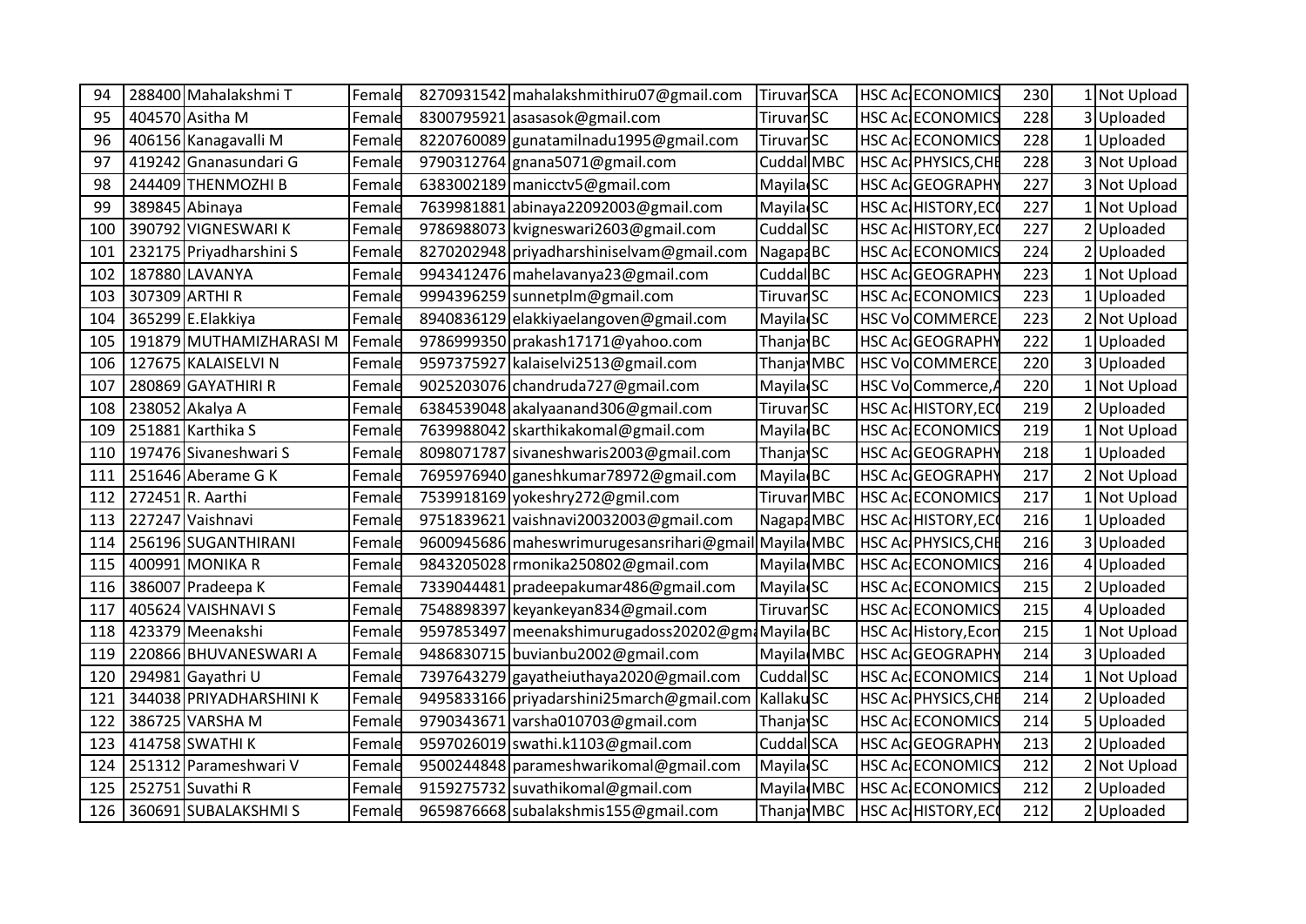| 94 | 288400 | Mahalakshmi T | Female | 8270931542 | mahalakshmithiru07@gmail.com | Tiruvar | SCA | HSC Ac | ECONOMICS | 230 | 1 | Not Upload |
|---|---|---|---|---|---|---|---|---|---|---|---|---|
| 95 | 404570 | Asitha M | Female | 8300795921 | asasasok@gmail.com | Tiruvar | SC | HSC Ac | ECONOMICS | 228 | 3 | Uploaded |
| 96 | 406156 | Kanagavalli M | Female | 8220760089 | gunatamilnadu1995@gmail.com | Tiruvar | SC | HSC Ac | ECONOMICS | 228 | 1 | Uploaded |
| 97 | 419242 | Gnanasundari G | Female | 9790312764 | gnana5071@gmail.com | Cuddal | MBC | HSC Ac | PHYSICS,CHE | 228 | 3 | Not Upload |
| 98 | 244409 | THENMOZHI B | Female | 6383002189 | manicctv5@gmail.com | Mayila | SC | HSC Ac | GEOGRAPHY | 227 | 3 | Not Upload |
| 99 | 389845 | Abinaya | Female | 7639981881 | abinaya22092003@gmail.com | Mayila | SC | HSC Ac | HISTORY,ECO | 227 | 1 | Not Upload |
| 100 | 390792 | VIGNESWARI K | Female | 9786988073 | kvigneswari2603@gmail.com | Cuddal | SC | HSC Ac | HISTORY,ECO | 227 | 2 | Uploaded |
| 101 | 232175 | Priyadharshini S | Female | 8270202948 | priyadharshiniselvam@gmail.com | Nagapa | BC | HSC Ac | ECONOMICS | 224 | 2 | Uploaded |
| 102 | 187880 | LAVANYA | Female | 9943412476 | mahelavanya23@gmail.com | Cuddal | BC | HSC Ac | GEOGRAPHY | 223 | 1 | Not Upload |
| 103 | 307309 | ARTHI R | Female | 9994396259 | sunnetplm@gmail.com | Tiruvar | SC | HSC Ac | ECONOMICS | 223 | 1 | Uploaded |
| 104 | 365299 | E.Elakkiya | Female | 8940836129 | elakkiyaelangoven@gmail.com | Mayila | SC | HSC Vo | COMMERCE | 223 | 2 | Not Upload |
| 105 | 191879 | MUTHAMIZHARASI M | Female | 9786999350 | prakash17171@yahoo.com | Thanja | BC | HSC Ac | GEOGRAPHY | 222 | 1 | Uploaded |
| 106 | 127675 | KALAISELVI N | Female | 9597375927 | kalaiselvi2513@gmail.com | Thanja | MBC | HSC Vo | COMMERCE | 220 | 3 | Uploaded |
| 107 | 280869 | GAYATHIRI R | Female | 9025203076 | chandruda727@gmail.com | Mayila | SC | HSC Vo | Commerce,A | 220 | 1 | Not Upload |
| 108 | 238052 | Akalya A | Female | 6384539048 | akalyaanand306@gmail.com | Tiruvar | SC | HSC Ac | HISTORY,ECO | 219 | 2 | Uploaded |
| 109 | 251881 | Karthika S | Female | 7639988042 | skarthikakomal@gmail.com | Mayila | BC | HSC Ac | ECONOMICS | 219 | 1 | Not Upload |
| 110 | 197476 | Sivaneshwari S | Female | 8098071787 | sivaneshwaris2003@gmail.com | Thanja | SC | HSC Ac | GEOGRAPHY | 218 | 1 | Uploaded |
| 111 | 251646 | Aberame G K | Female | 7695976940 | ganeshkumar78972@gmail.com | Mayila | BC | HSC Ac | GEOGRAPHY | 217 | 2 | Not Upload |
| 112 | 272451 | R. Aarthi | Female | 7539918169 | yokeshry272@gmil.com | Tiruvar | MBC | HSC Ac | ECONOMICS | 217 | 1 | Not Upload |
| 113 | 227247 | Vaishnavi | Female | 9751839621 | vaishnavi20032003@gmail.com | Nagapa | MBC | HSC Ac | HISTORY,ECO | 216 | 1 | Uploaded |
| 114 | 256196 | SUGANTHIRANI | Female | 9600945686 | maheswrimurugesansrihari@gmail | Mayila | MBC | HSC Ac | PHYSICS,CHE | 216 | 3 | Uploaded |
| 115 | 400991 | MONIKA R | Female | 9843205028 | rmonika250802@gmail.com | Mayila | MBC | HSC Ac | ECONOMICS | 216 | 4 | Uploaded |
| 116 | 386007 | Pradeepa K | Female | 7339044481 | pradeepakumar486@gmail.com | Mayila | SC | HSC Ac | ECONOMICS | 215 | 2 | Uploaded |
| 117 | 405624 | VAISHNAVI S | Female | 7548898397 | keyankeyan834@gmail.com | Tiruvar | SC | HSC Ac | ECONOMICS | 215 | 4 | Uploaded |
| 118 | 423379 | Meenakshi | Female | 9597853497 | meenakshimurugadoss20202@gm | Mayila | BC | HSC Ac | History,Econ | 215 | 1 | Not Upload |
| 119 | 220866 | BHUVANESWARI A | Female | 9486830715 | buvianbu2002@gmail.com | Mayila | MBC | HSC Ac | GEOGRAPHY | 214 | 3 | Uploaded |
| 120 | 294981 | Gayathri U | Female | 7397643279 | gayatheiuthaya2020@gmail.com | Cuddal | SC | HSC Ac | ECONOMICS | 214 | 1 | Not Upload |
| 121 | 344038 | PRIYADHARSHINI K | Female | 9495833166 | priyadarshini25march@gmail.com | Kallaku | SC | HSC Ac | PHYSICS,CHE | 214 | 2 | Uploaded |
| 122 | 386725 | VARSHA M | Female | 9790343671 | varsha010703@gmail.com | Thanja | SC | HSC Ac | ECONOMICS | 214 | 5 | Uploaded |
| 123 | 414758 | SWATHI K | Female | 9597026019 | swathi.k1103@gmail.com | Cuddal | SCA | HSC Ac | GEOGRAPHY | 213 | 2 | Uploaded |
| 124 | 251312 | Parameshwari V | Female | 9500244848 | parameshwarikomal@gmail.com | Mayila | SC | HSC Ac | ECONOMICS | 212 | 2 | Not Upload |
| 125 | 252751 | Suvathi R | Female | 9159275732 | suvathikomal@gmail.com | Mayila | MBC | HSC Ac | ECONOMICS | 212 | 2 | Uploaded |
| 126 | 360691 | SUBALAKSHMI S | Female | 9659876668 | subalakshmis155@gmail.com | Thanja | MBC | HSC Ac | HISTORY,ECO | 212 | 2 | Uploaded |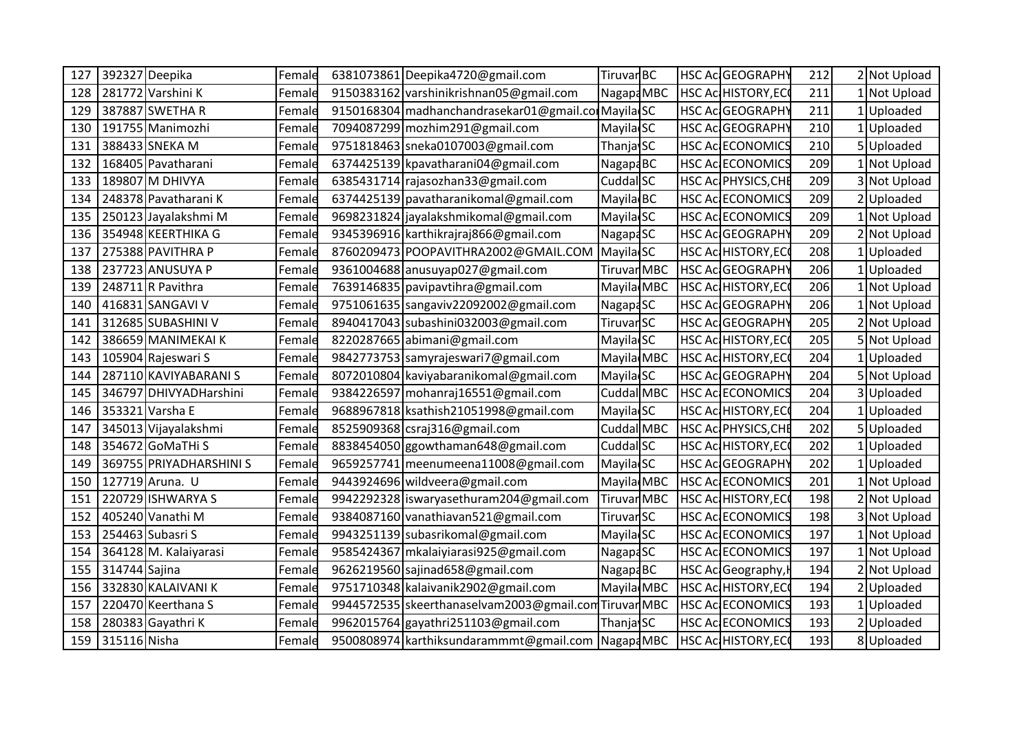| 127 | 392327 | Deepika | Female | 6381073861 | Deepika4720@gmail.com | Tiruvar | BC | | HSC Ac | GEOGRAPHY | 212 | 2 | Not Upload |
|---|---|---|---|---|---|---|---|---|---|---|---|---|---|
| 128 | 281772 | Varshini K | Female | 9150383162 | varshinikrishnan05@gmail.com | Nagapa | MBC | | HSC Ac | HISTORY,EC | 211 | 1 | Not Upload |
| 129 | 387887 | SWETHA R | Female | 9150168304 | madhanchandrasekar01@gmail.co | Mayila | SC | | HSC Ac | GEOGRAPHY | 211 | 1 | Uploaded |
| 130 | 191755 | Manimozhi | Female | 7094087299 | mozhim291@gmail.com | Mayila | SC | | HSC Ac | GEOGRAPHY | 210 | 1 | Uploaded |
| 131 | 388433 | SNEKA M | Female | 9751818463 | sneka0107003@gmail.com | Thanja | SC | | HSC Ac | ECONOMICS | 210 | 5 | Uploaded |
| 132 | 168405 | Pavatharani | Female | 6374425139 | kpavatharani04@gmail.com | Nagapa | BC | | HSC Ac | ECONOMICS | 209 | 1 | Not Upload |
| 133 | 189807 | M DHIVYA | Female | 6385431714 | rajasozhan33@gmail.com | Cuddal | SC | | HSC Ac | PHYSICS,CHE | 209 | 3 | Not Upload |
| 134 | 248378 | Pavatharani K | Female | 6374425139 | pavatharanikomal@gmail.com | Mayila | BC | | HSC Ac | ECONOMICS | 209 | 2 | Uploaded |
| 135 | 250123 | Jayalakshmi M | Female | 9698231824 | jayalakshmikomal@gmail.com | Mayila | SC | | HSC Ac | ECONOMICS | 209 | 1 | Not Upload |
| 136 | 354948 | KEERTHIKA G | Female | 9345396916 | karthikrajraj866@gmail.com | Nagapa | SC | | HSC Ac | GEOGRAPHY | 209 | 2 | Not Upload |
| 137 | 275388 | PAVITHRA P | Female | 8760209473 | POOPAVITHRA2002@GMAIL.COM | Mayila | SC | | HSC Ac | HISTORY,EC | 208 | 1 | Uploaded |
| 138 | 237723 | ANUSUYA P | Female | 9361004688 | anusuyap027@gmail.com | Tiruvar | MBC | | HSC Ac | GEOGRAPHY | 206 | 1 | Uploaded |
| 139 | 248711 | R Pavithra | Female | 7639146835 | pavipavtihra@gmail.com | Mayila | MBC | | HSC Ac | HISTORY,EC | 206 | 1 | Not Upload |
| 140 | 416831 | SANGAVI V | Female | 9751061635 | sangaviv22092002@gmail.com | Nagapa | SC | | HSC Ac | GEOGRAPHY | 206 | 1 | Not Upload |
| 141 | 312685 | SUBASHINI V | Female | 8940417043 | subashini032003@gmail.com | Tiruvar | SC | | HSC Ac | GEOGRAPHY | 205 | 2 | Not Upload |
| 142 | 386659 | MANIMEKAI K | Female | 8220287665 | abimani@gmail.com | Mayila | SC | | HSC Ac | HISTORY,EC | 205 | 5 | Not Upload |
| 143 | 105904 | Rajeswari S | Female | 9842773753 | samyrajeswari7@gmail.com | Mayila | MBC | | HSC Ac | HISTORY,EC | 204 | 1 | Uploaded |
| 144 | 287110 | KAVIYABARANI S | Female | 8072010804 | kaviyabaranikomal@gmail.com | Mayila | SC | | HSC Ac | GEOGRAPHY | 204 | 5 | Not Upload |
| 145 | 346797 | DHIVYADHarshini | Female | 9384226597 | mohanraj16551@gmail.com | Cuddal | MBC | | HSC Ac | ECONOMICS | 204 | 3 | Uploaded |
| 146 | 353321 | Varsha E | Female | 9688967818 | ksathish21051998@gmail.com | Mayila | SC | | HSC Ac | HISTORY,EC | 204 | 1 | Uploaded |
| 147 | 345013 | Vijayalakshmi | Female | 8525909368 | csraj316@gmail.com | Cuddal | MBC | | HSC Ac | PHYSICS,CHE | 202 | 5 | Uploaded |
| 148 | 354672 | GoMaTHi S | Female | 8838454050 | ggowthaman648@gmail.com | Cuddal | SC | | HSC Ac | HISTORY,EC | 202 | 1 | Uploaded |
| 149 | 369755 | PRIYADHARSHINI S | Female | 9659257741 | meenumeena11008@gmail.com | Mayila | SC | | HSC Ac | GEOGRAPHY | 202 | 1 | Uploaded |
| 150 | 127719 | Aruna. U | Female | 9443924696 | wildveera@gmail.com | Mayila | MBC | | HSC Ac | ECONOMICS | 201 | 1 | Not Upload |
| 151 | 220729 | ISHWARYA S | Female | 9942292328 | iswaryasethuram204@gmail.com | Tiruvar | MBC | | HSC Ac | HISTORY,EC | 198 | 2 | Not Upload |
| 152 | 405240 | Vanathi M | Female | 9384087160 | vanathiavan521@gmail.com | Tiruvar | SC | | HSC Ac | ECONOMICS | 198 | 3 | Not Upload |
| 153 | 254463 | Subasri S | Female | 9943251139 | subasrikomal@gmail.com | Mayila | SC | | HSC Ac | ECONOMICS | 197 | 1 | Not Upload |
| 154 | 364128 | M. Kalaiyarasi | Female | 9585424367 | mkalaiyiarasi925@gmail.com | Nagapa | SC | | HSC Ac | ECONOMICS | 197 | 1 | Not Upload |
| 155 | 314744 | Sajina | Female | 9626219560 | sajinad658@gmail.com | Nagapa | BC | | HSC Ac | Geography,H | 194 | 2 | Not Upload |
| 156 | 332830 | KALAIVANI K | Female | 9751710348 | kalaivanik2902@gmail.com | Mayila | MBC | | HSC Ac | HISTORY,EC | 194 | 2 | Uploaded |
| 157 | 220470 | Keerthana S | Female | 9944572535 | skeerthanaselvam2003@gmail.com | Tiruvar | MBC | | HSC Ac | ECONOMICS | 193 | 1 | Uploaded |
| 158 | 280383 | Gayathri K | Female | 9962015764 | gayathri251103@gmail.com | Thanja | SC | | HSC Ac | ECONOMICS | 193 | 2 | Uploaded |
| 159 | 315116 | Nisha | Female | 9500808974 | karthiksundarammmt@gmail.com | Nagapa | MBC | | HSC Ac | HISTORY,EC | 193 | 8 | Uploaded |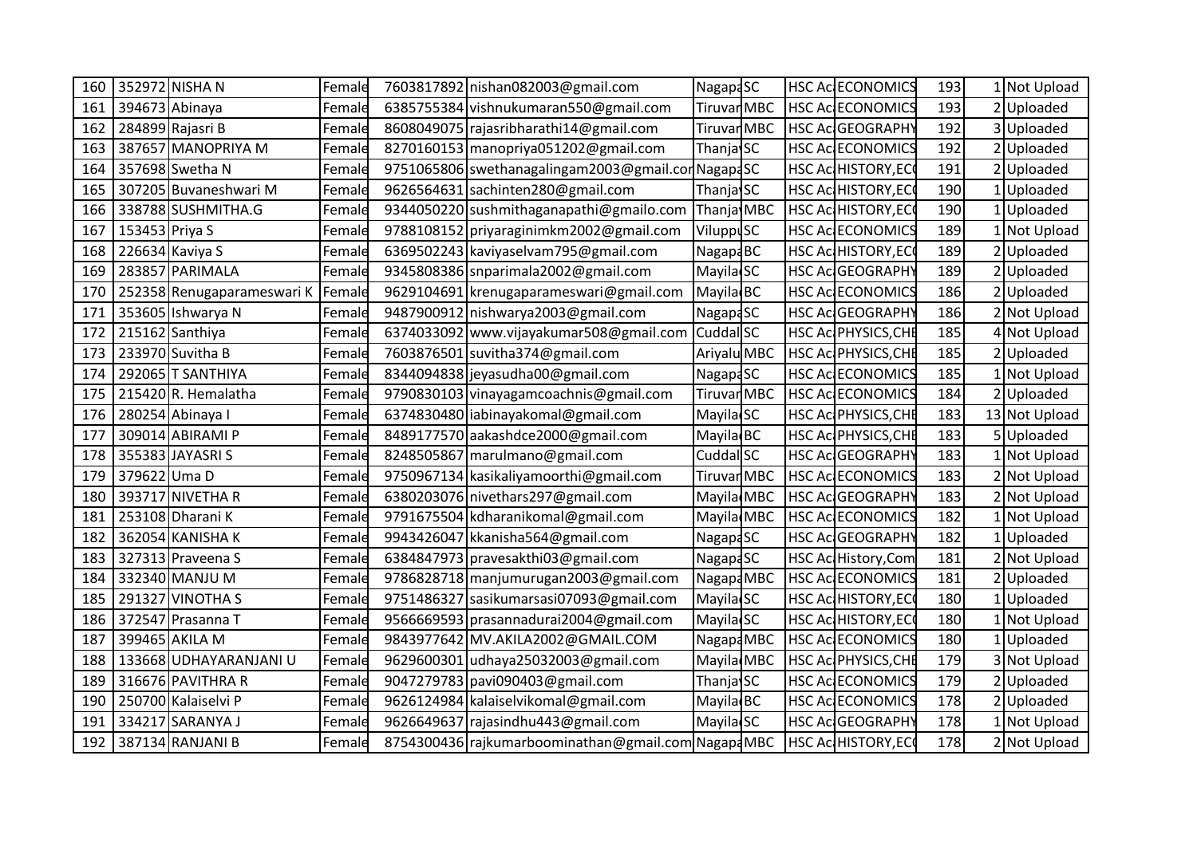| | | | | | | | | | | | |
|---|---|---|---|---|---|---|---|---|---|---|---|
| 160 | 352972 | NISHA N | Female | 7603817892 | nishan082003@gmail.com | Nagapa | SC | HSC Ac | ECONOMICS | 193 | 1 | Not Upload |
| 161 | 394673 | Abinaya | Female | 6385755384 | vishnukumaran550@gmail.com | Tiruvar | MBC | HSC Ac | ECONOMICS | 193 | 2 | Uploaded |
| 162 | 284899 | Rajasri B | Female | 8608049075 | rajasribharathi14@gmail.com | Tiruvar | MBC | HSC Ac | GEOGRAPHY | 192 | 3 | Uploaded |
| 163 | 387657 | MANOPRIYA M | Female | 8270160153 | manopriya051202@gmail.com | Thanja | SC | HSC Ac | ECONOMICS | 192 | 2 | Uploaded |
| 164 | 357698 | Swetha N | Female | 9751065806 | swethanagalingam2003@gmail.cor | Nagapa | SC | HSC Ac | HISTORY,EC | 191 | 2 | Uploaded |
| 165 | 307205 | Buvaneshwari M | Female | 9626564631 | sachinten280@gmail.com | Thanja | SC | HSC Ac | HISTORY,EC | 190 | 1 | Uploaded |
| 166 | 338788 | SUSHMITHA.G | Female | 9344050220 | sushmithaganapathi@gmailo.com | Thanja | MBC | HSC Ac | HISTORY,EC | 190 | 1 | Uploaded |
| 167 | 153453 | Priya S | Female | 9788108152 | priyaraginimkm2002@gmail.com | Viluppu | SC | HSC Ac | ECONOMICS | 189 | 1 | Not Upload |
| 168 | 226634 | Kaviya S | Female | 6369502243 | kaviyaselvam795@gmail.com | Nagapa | BC | HSC Ac | HISTORY,EC | 189 | 2 | Uploaded |
| 169 | 283857 | PARIMALA | Female | 9345808386 | snparimala2002@gmail.com | Mayila | SC | HSC Ac | GEOGRAPHY | 189 | 2 | Uploaded |
| 170 | 252358 | Renugaparameswari K | Female | 9629104691 | krenugaparameswari@gmail.com | Mayila | BC | HSC Ac | ECONOMICS | 186 | 2 | Uploaded |
| 171 | 353605 | Ishwarya N | Female | 9487900912 | nishwarya2003@gmail.com | Nagapa | SC | HSC Ac | GEOGRAPHY | 186 | 2 | Not Upload |
| 172 | 215162 | Santhiya | Female | 6374033092 | www.vijayakumar508@gmail.com | Cuddal | SC | HSC Ac | PHYSICS,CHE | 185 | 4 | Not Upload |
| 173 | 233970 | Suvitha B | Female | 7603876501 | suvitha374@gmail.com | Ariyalu | MBC | HSC Ac | PHYSICS,CHE | 185 | 2 | Uploaded |
| 174 | 292065 | T SANTHIYA | Female | 8344094838 | jeyasudha00@gmail.com | Nagapa | SC | HSC Ac | ECONOMICS | 185 | 1 | Not Upload |
| 175 | 215420 | R. Hemalatha | Female | 9790830103 | vinayagamcoachnis@gmail.com | Tiruvar | MBC | HSC Ac | ECONOMICS | 184 | 2 | Uploaded |
| 176 | 280254 | Abinaya I | Female | 6374830480 | iabinayakomal@gmail.com | Mayila | SC | HSC Ac | PHYSICS,CHE | 183 | 13 | Not Upload |
| 177 | 309014 | ABIRAMI P | Female | 8489177570 | aakashdce2000@gmail.com | Mayila | BC | HSC Ac | PHYSICS,CHE | 183 | 5 | Uploaded |
| 178 | 355383 | JAYASRI S | Female | 8248505867 | marulmano@gmail.com | Cuddal | SC | HSC Ac | GEOGRAPHY | 183 | 1 | Not Upload |
| 179 | 379622 | Uma D | Female | 9750967134 | kasikaliyamoorthi@gmail.com | Tiruvar | MBC | HSC Ac | ECONOMICS | 183 | 2 | Not Upload |
| 180 | 393717 | NIVETHA R | Female | 6380203076 | nivethars297@gmail.com | Mayila | MBC | HSC Ac | GEOGRAPHY | 183 | 2 | Not Upload |
| 181 | 253108 | Dharani K | Female | 9791675504 | kdharanikomal@gmail.com | Mayila | MBC | HSC Ac | ECONOMICS | 182 | 1 | Not Upload |
| 182 | 362054 | KANISHA K | Female | 9943426047 | kkanisha564@gmail.com | Nagapa | SC | HSC Ac | GEOGRAPHY | 182 | 1 | Uploaded |
| 183 | 327313 | Praveena S | Female | 6384847973 | pravesakthi03@gmail.com | Nagapa | SC | HSC Ac | History,Com | 181 | 2 | Not Upload |
| 184 | 332340 | MANJU M | Female | 9786828718 | manjumurugan2003@gmail.com | Nagapa | MBC | HSC Ac | ECONOMICS | 181 | 2 | Uploaded |
| 185 | 291327 | VINOTHA S | Female | 9751486327 | sasikumarsasi07093@gmail.com | Mayila | SC | HSC Ac | HISTORY,EC | 180 | 1 | Uploaded |
| 186 | 372547 | Prasanna T | Female | 9566669593 | prasannadurai2004@gmail.com | Mayila | SC | HSC Ac | HISTORY,EC | 180 | 1 | Not Upload |
| 187 | 399465 | AKILA M | Female | 9843977642 | MV.AKILA2002@GMAIL.COM | Nagapa | MBC | HSC Ac | ECONOMICS | 180 | 1 | Uploaded |
| 188 | 133668 | UDHAYARANJANI U | Female | 9629600301 | udhaya25032003@gmail.com | Mayila | MBC | HSC Ac | PHYSICS,CHE | 179 | 3 | Not Upload |
| 189 | 316676 | PAVITHRA R | Female | 9047279783 | pavi090403@gmail.com | Thanja | SC | HSC Ac | ECONOMICS | 179 | 2 | Uploaded |
| 190 | 250700 | Kalaiselvi P | Female | 9626124984 | kalaiselvikomal@gmail.com | Mayila | BC | HSC Ac | ECONOMICS | 178 | 2 | Uploaded |
| 191 | 334217 | SARANYA J | Female | 9626649637 | rajasindhu443@gmail.com | Mayila | SC | HSC Ac | GEOGRAPHY | 178 | 1 | Not Upload |
| 192 | 387134 | RANJANI B | Female | 8754300436 | rajkumarboominathan@gmail.com | Nagapa | MBC | HSC Ac | HISTORY,EC | 178 | 2 | Not Upload |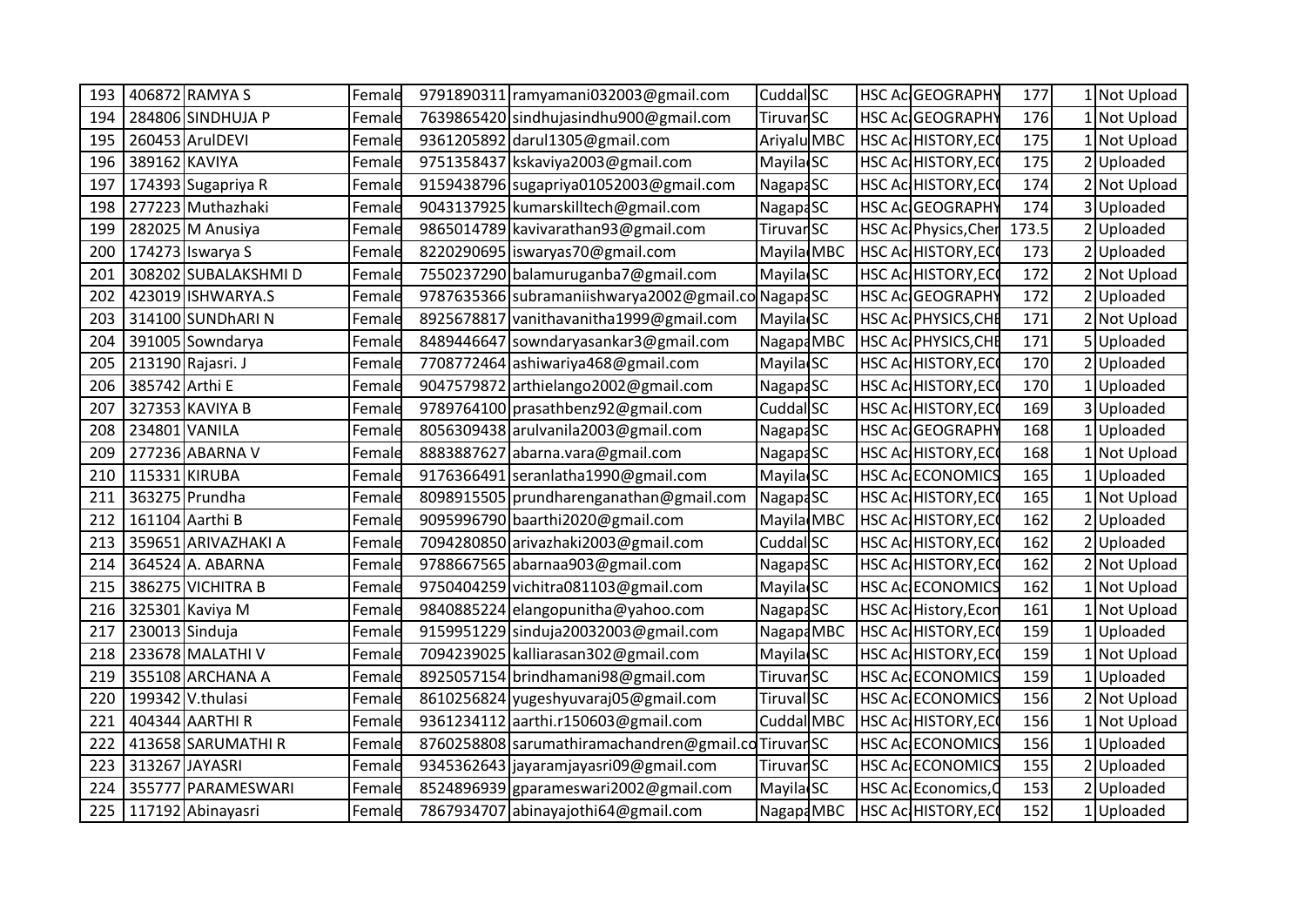| | | | | | | | | | | | | |
|---|---|---|---|---|---|---|---|---|---|---|---|---|
| 193 | 406872 | RAMYA S | Female | 9791890311 | ramyamani032003@gmail.com | Cuddal | SC | | HSC Ac | GEOGRAPHY | 177 | 1 | Not Upload |
| 194 | 284806 | SINDHUJA P | Female | 7639865420 | sindhujasindhu900@gmail.com | Tiruvar | SC | | HSC Ac | GEOGRAPHY | 176 | 1 | Not Upload |
| 195 | 260453 | ArulDEVI | Female | 9361205892 | darul1305@gmail.com | Ariyalu | MBC | | HSC Ac | HISTORY,EC | 175 | 1 | Not Upload |
| 196 | 389162 | KAVIYA | Female | 9751358437 | kskaviya2003@gmail.com | Mayila | SC | | HSC Ac | HISTORY,EC | 175 | 2 | Uploaded |
| 197 | 174393 | Sugapriya R | Female | 9159438796 | sugapriya01052003@gmail.com | Nagapa | SC | | HSC Ac | HISTORY,EC | 174 | 2 | Not Upload |
| 198 | 277223 | Muthazhaki | Female | 9043137925 | kumarskilltech@gmail.com | Nagapa | SC | | HSC Ac | GEOGRAPHY | 174 | 3 | Uploaded |
| 199 | 282025 | M Anusiya | Female | 9865014789 | kavivarathan93@gmail.com | Tiruvar | SC | | HSC Ac | Physics,Cher | 173.5 | 2 | Uploaded |
| 200 | 174273 | Iswarya S | Female | 8220290695 | iswaryas70@gmail.com | Mayila | MBC | | HSC Ac | HISTORY,EC | 173 | 2 | Uploaded |
| 201 | 308202 | SUBALAKSHMI D | Female | 7550237290 | balamuruganba7@gmail.com | Mayila | SC | | HSC Ac | HISTORY,EC | 172 | 2 | Not Upload |
| 202 | 423019 | ISHWARYA.S | Female | 9787635366 | subramaniishwarya2002@gmail.co | Nagapa | SC | | HSC Ac | GEOGRAPHY | 172 | 2 | Uploaded |
| 203 | 314100 | SUNDhARI N | Female | 8925678817 | vanithavanitha1999@gmail.com | Mayila | SC | | HSC Ac | PHYSICS,CHE | 171 | 2 | Not Upload |
| 204 | 391005 | Sowndarya | Female | 8489446647 | sowndaryasankar3@gmail.com | Nagapa | MBC | | HSC Ac | PHYSICS,CHE | 171 | 5 | Uploaded |
| 205 | 213190 | Rajasri. J | Female | 7708772464 | ashiwariya468@gmail.com | Mayila | SC | | HSC Ac | HISTORY,EC | 170 | 2 | Uploaded |
| 206 | 385742 | Arthi E | Female | 9047579872 | arthielango2002@gmail.com | Nagapa | SC | | HSC Ac | HISTORY,EC | 170 | 1 | Uploaded |
| 207 | 327353 | KAVIYA B | Female | 9789764100 | prasathbenz92@gmail.com | Cuddal | SC | | HSC Ac | HISTORY,EC | 169 | 3 | Uploaded |
| 208 | 234801 | VANILA | Female | 8056309438 | arulvanila2003@gmail.com | Nagapa | SC | | HSC Ac | GEOGRAPHY | 168 | 1 | Uploaded |
| 209 | 277236 | ABARNA V | Female | 8883887627 | abarna.vara@gmail.com | Nagapa | SC | | HSC Ac | HISTORY,EC | 168 | 1 | Not Upload |
| 210 | 115331 | KIRUBA | Female | 9176366491 | seranlatha1990@gmail.com | Mayila | SC | | HSC Ac | ECONOMICS | 165 | 1 | Uploaded |
| 211 | 363275 | Prundha | Female | 8098915505 | prundharenganathan@gmail.com | Nagapa | SC | | HSC Ac | HISTORY,EC | 165 | 1 | Not Upload |
| 212 | 161104 | Aarthi B | Female | 9095996790 | baarthi2020@gmail.com | Mayila | MBC | | HSC Ac | HISTORY,EC | 162 | 2 | Uploaded |
| 213 | 359651 | ARIVAZHAKI A | Female | 7094280850 | arivazhaki2003@gmail.com | Cuddal | SC | | HSC Ac | HISTORY,EC | 162 | 2 | Uploaded |
| 214 | 364524 | A. ABARNA | Female | 9788667565 | abarnaa903@gmail.com | Nagapa | SC | | HSC Ac | HISTORY,EC | 162 | 2 | Not Upload |
| 215 | 386275 | VICHITRA B | Female | 9750404259 | vichitra081103@gmail.com | Mayila | SC | | HSC Ac | ECONOMICS | 162 | 1 | Not Upload |
| 216 | 325301 | Kaviya M | Female | 9840885224 | elangopunitha@yahoo.com | Nagapa | SC | | HSC Ac | History,Econ | 161 | 1 | Not Upload |
| 217 | 230013 | Sinduja | Female | 9159951229 | sinduja20032003@gmail.com | Nagapa | MBC | | HSC Ac | HISTORY,EC | 159 | 1 | Uploaded |
| 218 | 233678 | MALATHI V | Female | 7094239025 | kalliarasan302@gmail.com | Mayila | SC | | HSC Ac | HISTORY,EC | 159 | 1 | Not Upload |
| 219 | 355108 | ARCHANA A | Female | 8925057154 | brindhamani98@gmail.com | Tiruvar | SC | | HSC Ac | ECONOMICS | 159 | 1 | Uploaded |
| 220 | 199342 | V.thulasi | Female | 8610256824 | yugeshyuvaraj05@gmail.com | Tiruval | SC | | HSC Ac | ECONOMICS | 156 | 2 | Not Upload |
| 221 | 404344 | AARTHI R | Female | 9361234112 | aarthi.r150603@gmail.com | Cuddal | MBC | | HSC Ac | HISTORY,EC | 156 | 1 | Not Upload |
| 222 | 413658 | SARUMATHI R | Female | 8760258808 | sarumathiramachandren@gmail.co | Tiruvar | SC | | HSC Ac | ECONOMICS | 156 | 1 | Uploaded |
| 223 | 313267 | JAYASRI | Female | 9345362643 | jayaramjayasri09@gmail.com | Tiruvar | SC | | HSC Ac | ECONOMICS | 155 | 2 | Uploaded |
| 224 | 355777 | PARAMESWARI | Female | 8524896939 | gparameswari2002@gmail.com | Mayila | SC | | HSC Ac | Economics,C | 153 | 2 | Uploaded |
| 225 | 117192 | Abinayasri | Female | 7867934707 | abinayajothi64@gmail.com | Nagapa | MBC | | HSC Ac | HISTORY,EC | 152 | 1 | Uploaded |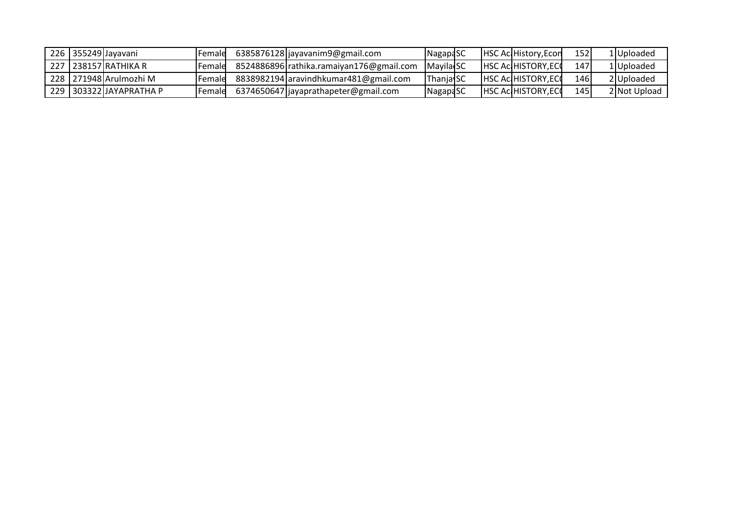| | | | | | | | | | | | | |
|---|---|---|---|---|---|---|---|---|---|---|---|---|
| 226 | 355249 | Jayavani | Female | 6385876128 | jayavanim9@gmail.com | Nagapa | SC | | HSC Ac | History,Econ | 152 | 1 | Uploaded |
| 227 | 238157 | RATHIKA R | Female | 8524886896 | rathika.ramaiyan176@gmail.com | Mayila | SC | | HSC Ac | HISTORY,ECO | 147 | 1 | Uploaded |
| 228 | 271948 | Arulmozhi M | Female | 8838982194 | aravindhkumar481@gmail.com | Thanja | SC | | HSC Ac | HISTORY,ECO | 146 | 2 | Uploaded |
| 229 | 303322 | JAYAPRATHA P | Female | 6374650647 | jayaprathapeter@gmail.com | Nagapa | SC | | HSC Ac | HISTORY,ECO | 145 | 2 | Not Upload |